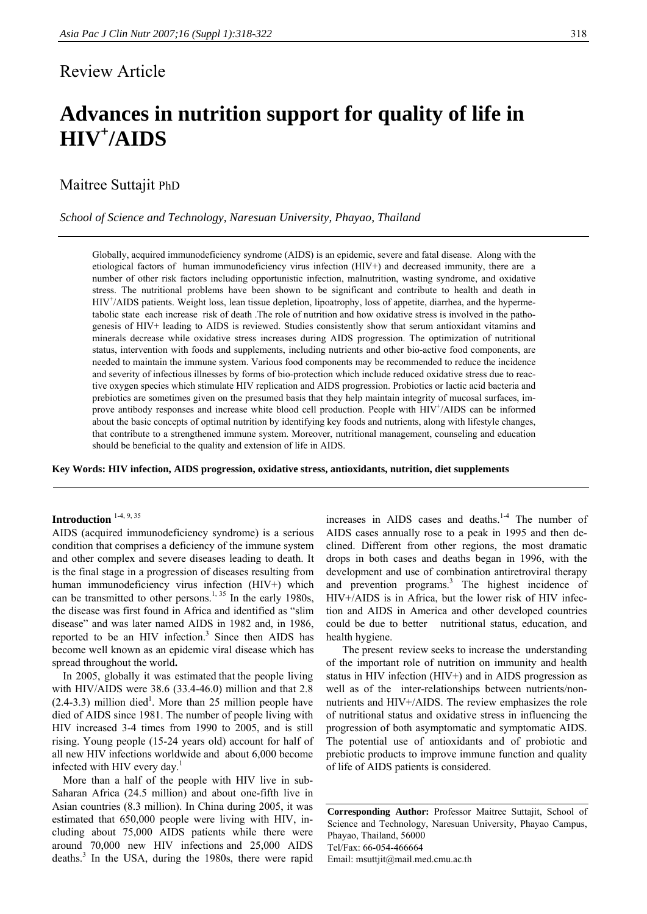Review Article

# Advances in nutrition support for quality of life in HIV$^{+}$/AIDS

Maitree Suttajit PhD

*School of Science and Technology, Naresuan University, Phayao, Thailand*

Globally, acquired immunodeficiency syndrome (AIDS) is an epidemic, severe and fatal disease. Along with the etiological factors of human immunodeficiency virus infection (HIV+) and decreased immunity, there are a number of other risk factors including opportunistic infection, malnutrition, wasting syndrome, and oxidative stress. The nutritional problems have been shown to be significant and contribute to health and death in HIV$^{+}$/AIDS patients. Weight loss, lean tissue depletion, lipoatrophy, loss of appetite, diarrhea, and the hypermetabolic state each increase risk of death .The role of nutrition and how oxidative stress is involved in the pathogenesis of HIV+ leading to AIDS is reviewed. Studies consistently show that serum antioxidant vitamins and minerals decrease while oxidative stress increases during AIDS progression. The optimization of nutritional status, intervention with foods and supplements, including nutrients and other bio-active food components, are needed to maintain the immune system. Various food components may be recommended to reduce the incidence and severity of infectious illnesses by forms of bio-protection which include reduced oxidative stress due to reactive oxygen species which stimulate HIV replication and AIDS progression. Probiotics or lactic acid bacteria and prebiotics are sometimes given on the presumed basis that they help maintain integrity of mucosal surfaces, improve antibody responses and increase white blood cell production. People with HIV$^{+}$/AIDS can be informed about the basic concepts of optimal nutrition by identifying key foods and nutrients, along with lifestyle changes, that contribute to a strengthened immune system. Moreover, nutritional management, counseling and education should be beneficial to the quality and extension of life in AIDS.

**Key Words: HIV infection, AIDS progression, oxidative stress, antioxidants, nutrition, diet supplements**

## Introduction [1-4, 9, 35]

AIDS (acquired immunodeficiency syndrome) is a serious condition that comprises a deficiency of the immune system and other complex and severe diseases leading to death. It is the final stage in a progression of diseases resulting from human immunodeficiency virus infection (HIV+) which can be transmitted to other persons.[1, 35] In the early 1980s, the disease was first found in Africa and identified as "slim disease" and was later named AIDS in 1982 and, in 1986, reported to be an HIV infection.[3] Since then AIDS has become well known as an epidemic viral disease which has spread throughout the world**.**

In 2005, globally it was estimated that the people living with HIV/AIDS were 38.6 (33.4-46.0) million and that 2.8 (2.4-3.3) million died[1]. More than 25 million people have died of AIDS since 1981. The number of people living with HIV increased 3-4 times from 1990 to 2005, and is still rising. Young people (15-24 years old) account for half of all new HIV infections worldwide and about 6,000 become infected with HIV every day.[1]

More than a half of the people with HIV live in sub-Saharan Africa (24.5 million) and about one-fifth live in Asian countries (8.3 million). In China during 2005, it was estimated that 650,000 people were living with HIV, including about 75,000 AIDS patients while there were around 70,000 new HIV infections and 25,000 AIDS deaths.[3] In the USA, during the 1980s, there were rapid increases in AIDS cases and deaths.[1-4] The number of AIDS cases annually rose to a peak in 1995 and then declined. Different from other regions, the most dramatic drops in both cases and deaths began in 1996, with the development and use of combination antiretroviral therapy and prevention programs.[3] The highest incidence of HIV+/AIDS is in Africa, but the lower risk of HIV infection and AIDS in America and other developed countries could be due to better nutritional status, education, and health hygiene.

The present review seeks to increase the understanding of the important role of nutrition on immunity and health status in HIV infection (HIV+) and in AIDS progression as well as of the inter-relationships between nutrients/non-nutrients and HIV+/AIDS. The review emphasizes the role of nutritional status and oxidative stress in influencing the progression of both asymptomatic and symptomatic AIDS. The potential use of antioxidants and of probiotic and prebiotic products to improve immune function and quality of life of AIDS patients is considered.

**Corresponding Author:** Professor Maitree Suttajit, School of Science and Technology, Naresuan University, Phayao Campus, Phayao, Thailand, 56000
Tel/Fax: 66-054-466664
Email: msuttjit@mail.med.cmu.ac.th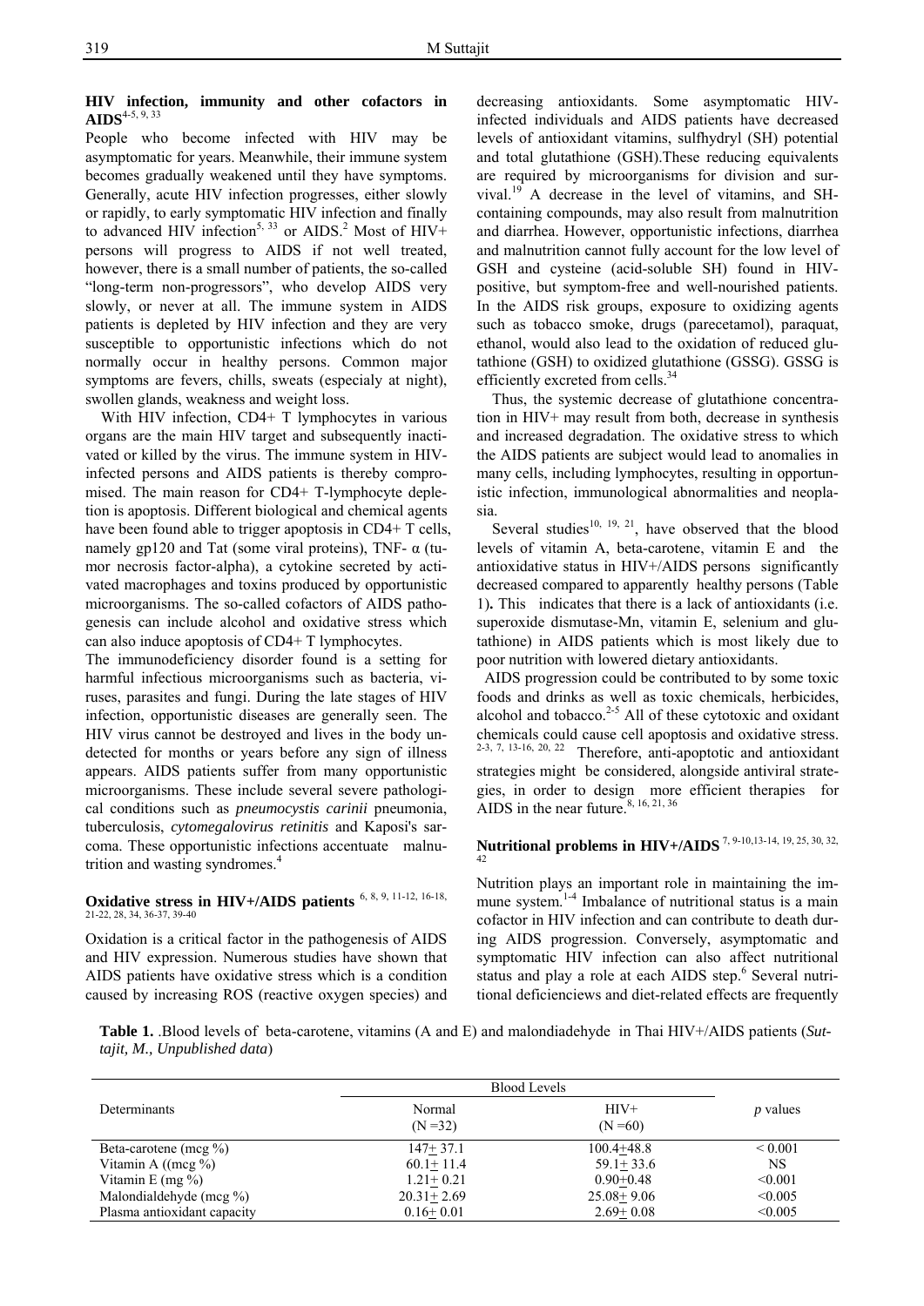## HIV infection, immunity and other cofactors in AIDS[4-5, 9, 33]

People who become infected with HIV may be asymptomatic for years. Meanwhile, their immune system becomes gradually weakened until they have symptoms. Generally, acute HIV infection progresses, either slowly or rapidly, to early symptomatic HIV infection and finally to advanced HIV infection[5, 33] or AIDS.[2] Most of HIV+ persons will progress to AIDS if not well treated, however, there is a small number of patients, the so-called "long-term non-progressors", who develop AIDS very slowly, or never at all. The immune system in AIDS patients is depleted by HIV infection and they are very susceptible to opportunistic infections which do not normally occur in healthy persons. Common major symptoms are fevers, chills, sweats (especialy at night), swollen glands, weakness and weight loss.

With HIV infection, CD4+ T lymphocytes in various organs are the main HIV target and subsequently inactivated or killed by the virus. The immune system in HIV-infected persons and AIDS patients is thereby compromised. The main reason for CD4+ T-lymphocyte depletion is apoptosis. Different biological and chemical agents have been found able to trigger apoptosis in CD4+ T cells, namely gp120 and Tat (some viral proteins), TNF- α (tumor necrosis factor-alpha), a cytokine secreted by activated macrophages and toxins produced by opportunistic microorganisms. The so-called cofactors of AIDS pathogenesis can include alcohol and oxidative stress which can also induce apoptosis of CD4+ T lymphocytes.

The immunodeficiency disorder found is a setting for harmful infectious microorganisms such as bacteria, viruses, parasites and fungi. During the late stages of HIV infection, opportunistic diseases are generally seen. The HIV virus cannot be destroyed and lives in the body undetected for months or years before any sign of illness appears. AIDS patients suffer from many opportunistic microorganisms. These include several severe pathological conditions such as *pneumocystis carinii* pneumonia, tuberculosis, *cytomegalovirus retinitis* and Kaposi's sarcoma. These opportunistic infections accentuate malnutrition and wasting syndromes.[4]

## Oxidative stress in HIV+/AIDS patients [6, 8, 9, 11-12, 16-18, 21-22, 28, 34, 36-37, 39-40]

Oxidation is a critical factor in the pathogenesis of AIDS and HIV expression. Numerous studies have shown that AIDS patients have oxidative stress which is a condition caused by increasing ROS (reactive oxygen species) and decreasing antioxidants. Some asymptomatic HIV-infected individuals and AIDS patients have decreased levels of antioxidant vitamins, sulfhydryl (SH) potential and total glutathione (GSH).These reducing equivalents are required by microorganisms for division and survival.[19] A decrease in the level of vitamins, and SH-containing compounds, may also result from malnutrition and diarrhea. However, opportunistic infections, diarrhea and malnutrition cannot fully account for the low level of GSH and cysteine (acid-soluble SH) found in HIV-positive, but symptom-free and well-nourished patients. In the AIDS risk groups, exposure to oxidizing agents such as tobacco smoke, drugs (parecetamol), paraquat, ethanol, would also lead to the oxidation of reduced glutathione (GSH) to oxidized glutathione (GSSG). GSSG is efficiently excreted from cells.[34]

Thus, the systemic decrease of glutathione concentration in HIV+ may result from both, decrease in synthesis and increased degradation. The oxidative stress to which the AIDS patients are subject would lead to anomalies in many cells, including lymphocytes, resulting in opportunistic infection, immunological abnormalities and neoplasia.

Several studies[10, 19, 21], have observed that the blood levels of vitamin A, beta-carotene, vitamin E and the antioxidative status in HIV+/AIDS persons significantly decreased compared to apparently healthy persons (Table 1). This indicates that there is a lack of antioxidants (i.e. superoxide dismutase-Mn, vitamin E, selenium and glutathione) in AIDS patients which is most likely due to poor nutrition with lowered dietary antioxidants.

AIDS progression could be contributed to by some toxic foods and drinks as well as toxic chemicals, herbicides, alcohol and tobacco.[2-5] All of these cytotoxic and oxidant chemicals could cause cell apoptosis and oxidative stress.[2-3, 7, 13-16, 20, 22] Therefore, anti-apoptotic and antioxidant strategies might be considered, alongside antiviral strategies, in order to design more efficient therapies for AIDS in the near future.[8, 16, 21, 36]

## Nutritional problems in HIV+/AIDS [7, 9-10,13-14, 19, 25, 30, 32, 42]

Nutrition plays an important role in maintaining the immune system.[1-4] Imbalance of nutritional status is a main cofactor in HIV infection and can contribute to death during AIDS progression. Conversely, asymptomatic and symptomatic HIV infection can also affect nutritional status and play a role at each AIDS step.[6] Several nutritional deficienciews and diet-related effects are frequently

**Table 1.** .Blood levels of beta-carotene, vitamins (A and E) and malondiadehyde in Thai HIV+/AIDS patients (*Suttajit, M., Unpublished data*)

| Determinants | Blood Levels | | *p* values |
|---|---|---|---|
| | Normal (N =32) | HIV+ (N =60) | |
| Beta-carotene (mcg %) | 147± 37.1 | 100.4±48.8 | < 0.001 |
| Vitamin A ((mcg %) | 60.1± 11.4 | 59.1± 33.6 | NS |
| Vitamin E (mg %) | 1.21± 0.21 | 0.90±0.48 | <0.001 |
| Malondialdehyde (mcg %) | 20.31± 2.69 | 25.08± 9.06 | <0.005 |
| Plasma antioxidant capacity | 0.16± 0.01 | 2.69± 0.08 | <0.005 |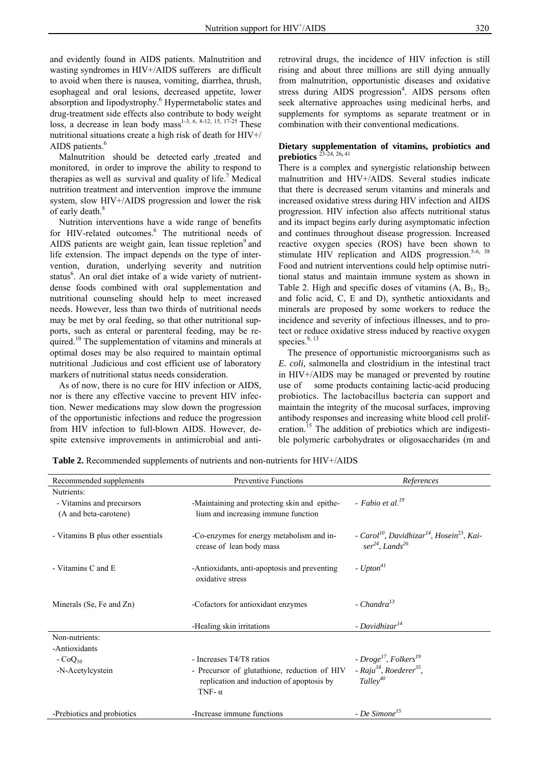and evidently found in AIDS patients. Malnutrition and wasting syndromes in HIV+/AIDS sufferers are difficult to avoid when there is nausea, vomiting, diarrhea, thrush, esophageal and oral lesions, decreased appetite, lower absorption and lipodystrophy.[6] Hypermetabolic states and drug-treatment side effects also contribute to body weight loss, a decrease in lean body mass[1-3, 6, 8-12, 15, 17-25] These nutritional situations create a high risk of death for HIV+/ AIDS patients.[6]

Malnutrition should be detected early ,treated and monitored, in order to improve the ability to respond to therapies as well as survival and quality of life.[7] Medical nutrition treatment and intervention improve the immune system, slow HIV+/AIDS progression and lower the risk of early death.[8]

Nutrition interventions have a wide range of benefits for HIV-related outcomes.[6] The nutritional needs of AIDS patients are weight gain, lean tissue repletion[9] and life extension. The impact depends on the type of intervention, duration, underlying severity and nutrition status[6]. An oral diet intake of a wide variety of nutrient-dense foods combined with oral supplementation and nutritional counseling should help to meet increased needs. However, less than two thirds of nutritional needs may be met by oral feeding, so that other nutritional supports, such as enteral or parenteral feeding, may be required.[10] The supplementation of vitamins and minerals at optimal doses may be also required to maintain optimal nutritional .Judicious and cost efficient use of laboratory markers of nutritional status needs consideration.

As of now, there is no cure for HIV infection or AIDS, nor is there any effective vaccine to prevent HIV infection. Newer medications may slow down the progression of the opportunistic infections and reduce the progression from HIV infection to full-blown AIDS. However, despite extensive improvements in antimicrobial and antiretroviral drugs, the incidence of HIV infection is still rising and about three millions are still dying annually from malnutrition, opportunistic diseases and oxidative stress during AIDS progression[4]. AIDS persons often seek alternative approaches using medicinal herbs, and supplements for symptoms as separate treatment or in combination with their conventional medications.

## Dietary supplementation of vitamins, probiotics and prebiotics [23-24, 26, 41]

There is a complex and synergistic relationship between malnutrition and HIV+/AIDS. Several studies indicate that there is decreased serum vitamins and minerals and increased oxidative stress during HIV infection and AIDS progression. HIV infection also affects nutritional status and its impact begins early during asymptomatic infection and continues throughout disease progression. Increased reactive oxygen species (ROS) have been shown to stimulate HIV replication and AIDS progression.[5-6, 38] Food and nutrient interventions could help optimise nutritional status and maintain immune system as shown in Table 2. High and specific doses of vitamins (A, $B_1$, $B_2$, and folic acid, C, E and D), synthetic antioxidants and minerals are proposed by some workers to reduce the incidence and severity of infectious illnesses, and to protect or reduce oxidative stress induced by reactive oxygen species.[8, 13]

The presence of opportunistic microorganisms such as *E. coli,* salmonella and clostridium in the intestinal tract in HIV+/AIDS may be managed or prevented by routine use of some products containing lactic-acid producing probiotics. The lactobacillus bacteria can support and maintain the integrity of the mucosal surfaces, improving antibody responses and increasing white blood cell proliferation.[15] The addition of prebiotics which are indigestible polymeric carbohydrates or oligosaccharides (m and

**Table 2.** Recommended supplements of nutrients and non-nutrients for HIV+/AIDS

| Recommended supplements | Preventive Functions | *References* |
|---|---|---|
| Nutrients: | | |
| - Vitamins and precursors (A and beta-carotene) | -Maintaining and protecting skin and epithelium and increasing immune function | - *Fabio et al.*[19] |
| - Vitamins B plus other essentials | -Co-enzymes for energy metabolism and increase of lean body mass | - *Carol*[10], *Davidhizar*[14], *Hosein*[23], *Kaiser*[24], *Lands*[26] |
| - Vitamins C and E | -Antioxidants, anti-apoptosis and preventing oxidative stress | - *Upton*[41] |
| Minerals (Se, Fe and Zn) | -Cofactors for antioxidant enzymes | - *Chandra*[13] |
| | -Healing skin irritations | - *Davidhizar*[14] |
| Non-nutrients: | | |
| -Antioxidants | | |
| - $CoQ_{10}$ | - Increases T4/T8 ratios | - *Droge*[17], *Folkers*[19] |
| -N-Acetylcystein | - Precursor of glutathione, reduction of HIV replication and induction of apoptosis by TNF- $\alpha$ | - *Raju*[34], *Roederer*[35], *Talley*[40] |
| -Prebiotics and probiotics | -Increase immune functions | - *De Simone*[15] |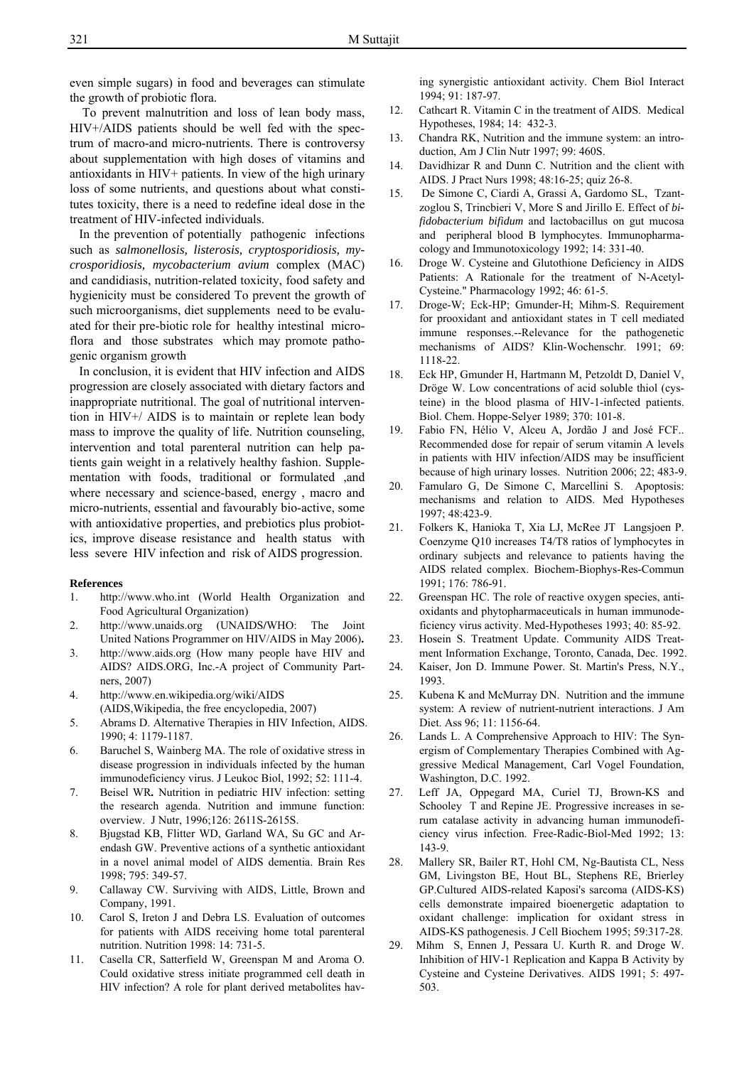even simple sugars) in food and beverages can stimulate the growth of probiotic flora.

To prevent malnutrition and loss of lean body mass, HIV+/AIDS patients should be well fed with the spectrum of macro-and micro-nutrients. There is controversy about supplementation with high doses of vitamins and antioxidants in HIV+ patients. In view of the high urinary loss of some nutrients, and questions about what constitutes toxicity, there is a need to redefine ideal dose in the treatment of HIV-infected individuals.

In the prevention of potentially pathogenic infections such as *salmonellosis, listerosis, cryptosporidiosis, mycrosporidiosis, mycobacterium avium* complex (MAC) and candidiasis, nutrition-related toxicity, food safety and hygienicity must be considered To prevent the growth of such microorganisms, diet supplements need to be evaluated for their pre-biotic role for healthy intestinal microflora and those substrates which may promote pathogenic organism growth

In conclusion, it is evident that HIV infection and AIDS progression are closely associated with dietary factors and inappropriate nutritional. The goal of nutritional intervention in HIV+/ AIDS is to maintain or replete lean body mass to improve the quality of life. Nutrition counseling, intervention and total parenteral nutrition can help patients gain weight in a relatively healthy fashion. Supplementation with foods, traditional or formulated ,and where necessary and science-based, energy , macro and micro-nutrients, essential and favourably bio-active, some with antioxidative properties, and prebiotics plus probiotics, improve disease resistance and health status with less severe HIV infection and risk of AIDS progression.

**References**

1. http://www.who.int (World Health Organization and Food Agricultural Organization)
2. http://www.unaids.org (UNAIDS/WHO: The Joint United Nations Programmer on HIV/AIDS in May 2006)**.**
3. http://www.aids.org (How many people have HIV and AIDS? AIDS.ORG, Inc.-A project of Community Partners, 2007)
4. http://www.en.wikipedia.org/wiki/AIDS (AIDS,Wikipedia, the free encyclopedia, 2007)
5. Abrams D. Alternative Therapies in HIV Infection, AIDS. 1990; 4: 1179-1187.
6. Baruchel S, Wainberg MA. The role of oxidative stress in disease progression in individuals infected by the human immunodeficiency virus. J Leukoc Biol, 1992; 52: 111-4.
7. Beisel WR**.** Nutrition in pediatric HIV infection: setting the research agenda. Nutrition and immune function: overview. J Nutr, 1996;126: 2611S-2615S.
8. Bjugstad KB, Flitter WD, Garland WA, Su GC and Arendash GW. Preventive actions of a synthetic antioxidant in a novel animal model of AIDS dementia. Brain Res 1998; 795: 349-57.
9. Callaway CW. Surviving with AIDS, Little, Brown and Company, 1991.
10. Carol S, Ireton J and Debra LS. Evaluation of outcomes for patients with AIDS receiving home total parenteral nutrition. Nutrition 1998: 14: 731-5.
11. Casella CR, Satterfield W, Greenspan M and Aroma O. Could oxidative stress initiate programmed cell death in HIV infection? A role for plant derived metabolites having synergistic antioxidant activity. Chem Biol Interact 1994; 91: 187-97.
12. Cathcart R. Vitamin C in the treatment of AIDS. Medical Hypotheses, 1984; 14: 432-3.
13. Chandra RK, Nutrition and the immune system: an introduction, Am J Clin Nutr 1997; 99: 460S.
14. Davidhizar R and Dunn C. Nutrition and the client with AIDS. J Pract Nurs 1998; 48:16-25; quiz 26-8.
15. De Simone C, Ciardi A, Grassi A, Gardomo SL, Tzantzoglou S, Trincbieri V, More S and Jirillo E. Effect of *bifidobacterium bifidum* and lactobacillus on gut mucosa and peripheral blood B lymphocytes. Immunopharmacology and Immunotoxicology 1992; 14: 331-40.
16. Droge W. Cysteine and Glutothione Deficiency in AIDS Patients: A Rationale for the treatment of N-Acetyl-Cysteine." Pharmacology 1992; 46: 61-5.
17. Droge-W; Eck-HP; Gmunder-H; Mihm-S. Requirement for prooxidant and antioxidant states in T cell mediated immune responses.--Relevance for the pathogenetic mechanisms of AIDS? Klin-Wochenschr. 1991; 69: 1118-22.
18. Eck HP, Gmunder H, Hartmann M, Petzoldt D, Daniel V, Dröge W. Low concentrations of acid soluble thiol (cysteine) in the blood plasma of HIV-1-infected patients. Biol. Chem. Hoppe-Selyer 1989; 370: 101-8.
19. Fabio FN, Hélio V, Alceu A, Jordão J and José FCF.. Recommended dose for repair of serum vitamin A levels in patients with HIV infection/AIDS may be insufficient because of high urinary losses. Nutrition 2006; 22; 483-9.
20. Famularo G, De Simone C, Marcellini S. Apoptosis: mechanisms and relation to AIDS. Med Hypotheses 1997; 48:423-9.
21. Folkers K, Hanioka T, Xia LJ, McRee JT Langsjoen P. Coenzyme Q10 increases T4/T8 ratios of lymphocytes in ordinary subjects and relevance to patients having the AIDS related complex. Biochem-Biophys-Res-Commun 1991; 176: 786-91.
22. Greenspan HC. The role of reactive oxygen species, antioxidants and phytopharmaceuticals in human immunodeficiency virus activity. Med-Hypotheses 1993; 40: 85-92.
23. Hosein S. Treatment Update. Community AIDS Treatment Information Exchange, Toronto, Canada, Dec. 1992.
24. Kaiser, Jon D. Immune Power. St. Martin's Press, N.Y., 1993.
25. Kubena K and McMurray DN. Nutrition and the immune system: A review of nutrient-nutrient interactions. J Am Diet. Ass 96; 11: 1156-64.
26. Lands L. A Comprehensive Approach to HIV: The Synergism of Complementary Therapies Combined with Aggressive Medical Management, Carl Vogel Foundation, Washington, D.C. 1992.
27. Leff JA, Oppegard MA, Curiel TJ, Brown-KS and Schooley T and Repine JE. Progressive increases in serum catalase activity in advancing human immunodeficiency virus infection. Free-Radic-Biol-Med 1992; 13: 143-9.
28. Mallery SR, Bailer RT, Hohl CM, Ng-Bautista CL, Ness GM, Livingston BE, Hout BL, Stephens RE, Brierley GP.Cultured AIDS-related Kaposi's sarcoma (AIDS-KS) cells demonstrate impaired bioenergetic adaptation to oxidant challenge: implication for oxidant stress in AIDS-KS pathogenesis. J Cell Biochem 1995; 59:317-28.
29. Mihm S, Ennen J, Pessara U. Kurth R. and Droge W. Inhibition of HIV-1 Replication and Kappa B Activity by Cysteine and Cysteine Derivatives. AIDS 1991; 5: 497-503.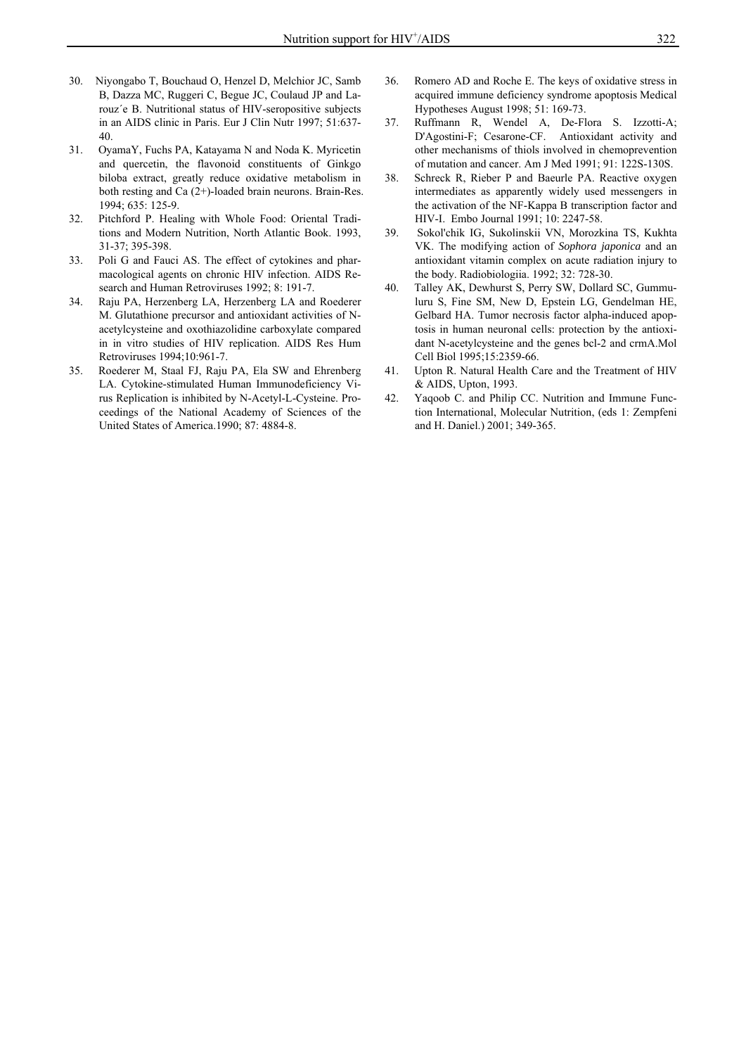30. Niyongabo T, Bouchaud O, Henzel D, Melchior JC, Samb B, Dazza MC, Ruggeri C, Begue JC, Coulaud JP and Larouz´e B. Nutritional status of HIV-seropositive subjects in an AIDS clinic in Paris. Eur J Clin Nutr 1997; 51:637-40.
31. OyamaY, Fuchs PA, Katayama N and Noda K. Myricetin and quercetin, the flavonoid constituents of Ginkgo biloba extract, greatly reduce oxidative metabolism in both resting and Ca (2+)-loaded brain neurons. Brain-Res. 1994; 635: 125-9.
32. Pitchford P. Healing with Whole Food: Oriental Traditions and Modern Nutrition, North Atlantic Book. 1993, 31-37; 395-398.
33. Poli G and Fauci AS. The effect of cytokines and pharmacological agents on chronic HIV infection. AIDS Research and Human Retroviruses 1992; 8: 191-7.
34. Raju PA, Herzenberg LA, Herzenberg LA and Roederer M. Glutathione precursor and antioxidant activities of N-acetylcysteine and oxothiazolidine carboxylate compared in in vitro studies of HIV replication. AIDS Res Hum Retroviruses 1994;10:961-7.
35. Roederer M, Staal FJ, Raju PA, Ela SW and Ehrenberg LA. Cytokine-stimulated Human Immunodeficiency Virus Replication is inhibited by N-Acetyl-L-Cysteine. Proceedings of the National Academy of Sciences of the United States of America.1990; 87: 4884-8.
36. Romero AD and Roche E. The keys of oxidative stress in acquired immune deficiency syndrome apoptosis Medical Hypotheses August 1998; 51: 169-73.
37. Ruffmann R, Wendel A, De-Flora S. Izzotti-A; D'Agostini-F; Cesarone-CF. Antioxidant activity and other mechanisms of thiols involved in chemoprevention of mutation and cancer. Am J Med 1991; 91: 122S-130S.
38. Schreck R, Rieber P and Baeurle PA. Reactive oxygen intermediates as apparently widely used messengers in the activation of the NF-Kappa B transcription factor and HIV-I. Embo Journal 1991; 10: 2247-58.
39. Sokol'chik IG, Sukolinskii VN, Morozkina TS, Kukhta VK. The modifying action of *Sophora japonica* and an antioxidant vitamin complex on acute radiation injury to the body. Radiobiologiia. 1992; 32: 728-30.
40. Talley AK, Dewhurst S, Perry SW, Dollard SC, Gummuluru S, Fine SM, New D, Epstein LG, Gendelman HE, Gelbard HA. Tumor necrosis factor alpha-induced apoptosis in human neuronal cells: protection by the antioxidant N-acetylcysteine and the genes bcl-2 and crmA.Mol Cell Biol 1995;15:2359-66.
41. Upton R. Natural Health Care and the Treatment of HIV & AIDS, Upton, 1993.
42. Yaqoob C. and Philip CC. Nutrition and Immune Function International, Molecular Nutrition, (eds 1: Zempfeni and H. Daniel.) 2001; 349-365.